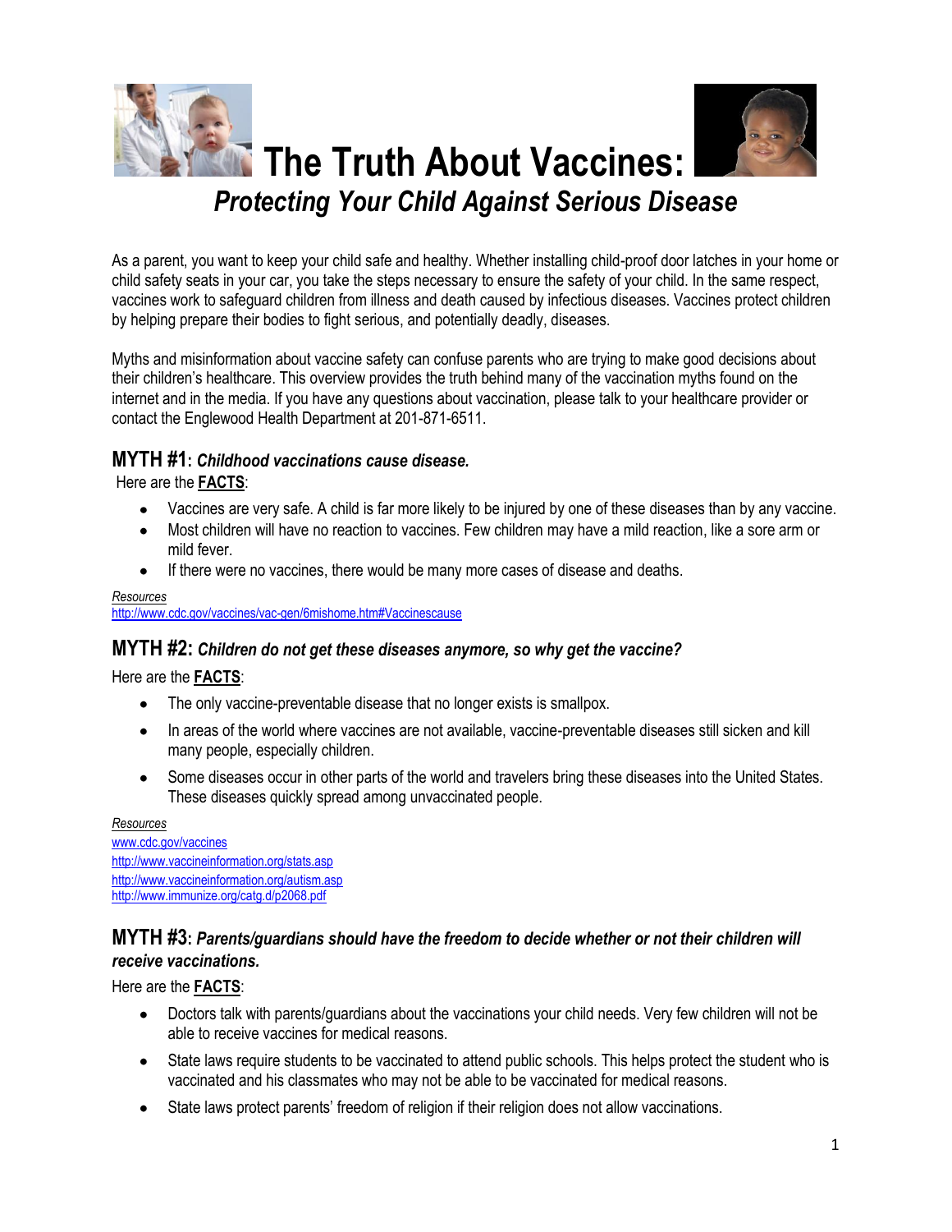# The Truth About Vaccines:

## *Protecting Your Child Against Serious Disease*

As a parent, you want to keep your child safe and healthy. Whether installing child-proof door latches in your home or child safety seats in your car, you take the steps necessary to ensure the safety of your child. In the same respect, vaccines work to safeguard children from illness and death caused by infectious diseases. Vaccines protect children by helping prepare their bodies to fight serious, and potentially deadly, diseases.

Myths and misinformation about vaccine safety can confuse parents who are trying to make good decisions about their children's healthcare. This overview provides the truth behind many of the vaccination myths found on the internet and in the media. If you have any questions about vaccination, please talk to your healthcare provider or contact the Englewood Health Department at 201-871-6511.

### MYTH #1: *Childhood vaccinations cause disease.*

Here are the **FACTS**:

- Vaccines are very safe. A child is far more likely to be injured by one of these diseases than by any vaccine.
- Most children will have no reaction to vaccines. Few children may have a mild reaction, like a sore arm or mild fever.
- If there were no vaccines, there would be many more cases of disease and deaths.

*Resources*
http://www.cdc.gov/vaccines/vac-gen/6mishome.htm#Vaccinescause

### MYTH #2: *Children do not get these diseases anymore, so why get the vaccine?*

Here are the **FACTS**:

- The only vaccine-preventable disease that no longer exists is smallpox.
- In areas of the world where vaccines are not available, vaccine-preventable diseases still sicken and kill many people, especially children.
- Some diseases occur in other parts of the world and travelers bring these diseases into the United States. These diseases quickly spread among unvaccinated people.

*Resources*
www.cdc.gov/vaccines
http://www.vaccineinformation.org/stats.asp
http://www.vaccineinformation.org/autism.asp
http://www.immunize.org/catg.d/p2068.pdf

### MYTH #3: *Parents/guardians should have the freedom to decide whether or not their children will receive vaccinations.*

Here are the **FACTS**:

- Doctors talk with parents/guardians about the vaccinations your child needs. Very few children will not be able to receive vaccines for medical reasons.
- State laws require students to be vaccinated to attend public schools. This helps protect the student who is vaccinated and his classmates who may not be able to be vaccinated for medical reasons.
- State laws protect parents' freedom of religion if their religion does not allow vaccinations.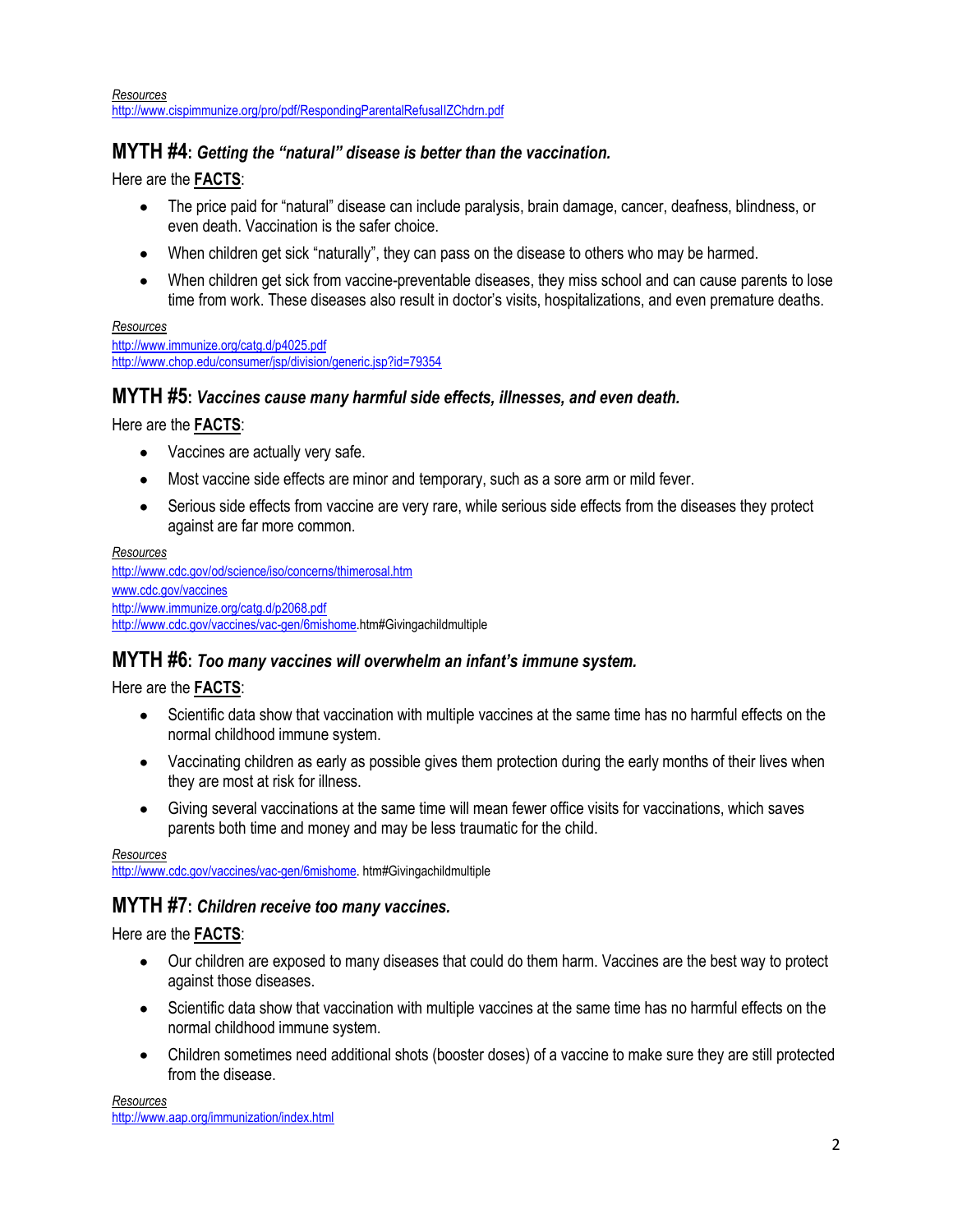*Resources*
http://www.cispimmunize.org/pro/pdf/RespondingParentalRefusalIZChdrn.pdf

## MYTH #4: *Getting the "natural" disease is better than the vaccination.*

Here are the **FACTS**:

- The price paid for "natural" disease can include paralysis, brain damage, cancer, deafness, blindness, or even death. Vaccination is the safer choice.
- When children get sick "naturally", they can pass on the disease to others who may be harmed.
- When children get sick from vaccine-preventable diseases, they miss school and can cause parents to lose time from work. These diseases also result in doctor's visits, hospitalizations, and even premature deaths.

*Resources*
http://www.immunize.org/catg.d/p4025.pdf
http://www.chop.edu/consumer/jsp/division/generic.jsp?id=79354

## MYTH #5: *Vaccines cause many harmful side effects, illnesses, and even death.*

Here are the **FACTS**:

- Vaccines are actually very safe.
- Most vaccine side effects are minor and temporary, such as a sore arm or mild fever.
- Serious side effects from vaccine are very rare, while serious side effects from the diseases they protect against are far more common.

*Resources*
http://www.cdc.gov/od/science/iso/concerns/thimerosal.htm
www.cdc.gov/vaccines
http://www.immunize.org/catg.d/p2068.pdf
http://www.cdc.gov/vaccines/vac-gen/6mishome.htm#Givingachildmultiple

## MYTH #6: *Too many vaccines will overwhelm an infant's immune system.*

Here are the **FACTS**:

- Scientific data show that vaccination with multiple vaccines at the same time has no harmful effects on the normal childhood immune system.
- Vaccinating children as early as possible gives them protection during the early months of their lives when they are most at risk for illness.
- Giving several vaccinations at the same time will mean fewer office visits for vaccinations, which saves parents both time and money and may be less traumatic for the child.

*Resources*
http://www.cdc.gov/vaccines/vac-gen/6mishome. htm#Givingachildmultiple

## MYTH #7: *Children receive too many vaccines.*

Here are the **FACTS**:

- Our children are exposed to many diseases that could do them harm. Vaccines are the best way to protect against those diseases.
- Scientific data show that vaccination with multiple vaccines at the same time has no harmful effects on the normal childhood immune system.
- Children sometimes need additional shots (booster doses) of a vaccine to make sure they are still protected from the disease.

*Resources*
http://www.aap.org/immunization/index.html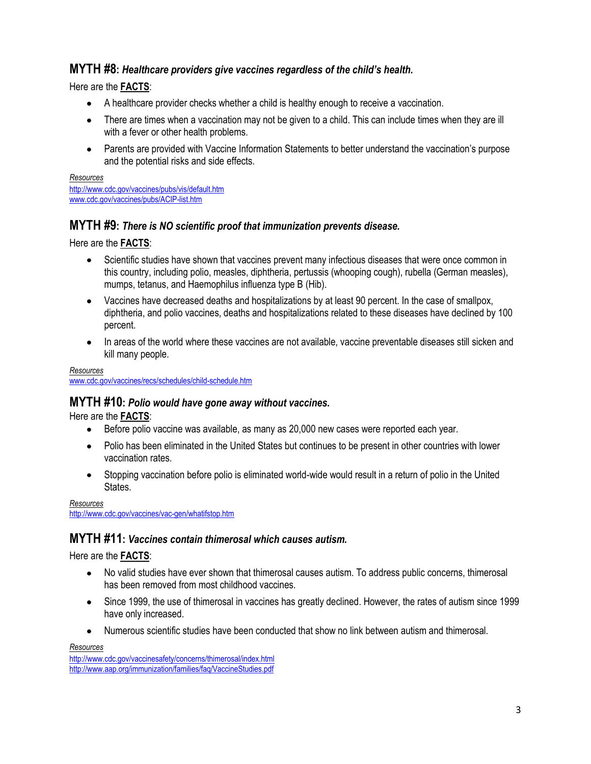## MYTH #8: *Healthcare providers give vaccines regardless of the child's health.*

Here are the **FACTS**:

- A healthcare provider checks whether a child is healthy enough to receive a vaccination.
- There are times when a vaccination may not be given to a child. This can include times when they are ill with a fever or other health problems.
- Parents are provided with Vaccine Information Statements to better understand the vaccination's purpose and the potential risks and side effects.

*Resources*
[http://www.cdc.gov/vaccines/pubs/vis/default.htm](http://www.cdc.gov/vaccines/pubs/vis/default.htm)
[www.cdc.gov/vaccines/pubs/ACIP-list.htm](http://www.cdc.gov/vaccines/pubs/ACIP-list.htm)

## MYTH #9: *There is NO scientific proof that immunization prevents disease.*

Here are the **FACTS**:

- Scientific studies have shown that vaccines prevent many infectious diseases that were once common in this country, including polio, measles, diphtheria, pertussis (whooping cough), rubella (German measles), mumps, tetanus, and Haemophilus influenza type B (Hib).
- Vaccines have decreased deaths and hospitalizations by at least 90 percent. In the case of smallpox, diphtheria, and polio vaccines, deaths and hospitalizations related to these diseases have declined by 100 percent.
- In areas of the world where these vaccines are not available, vaccine preventable diseases still sicken and kill many people.

*Resources*
[www.cdc.gov/vaccines/recs/schedules/child-schedule.htm](http://www.cdc.gov/vaccines/recs/schedules/child-schedule.htm)

## MYTH #10: *Polio would have gone away without vaccines.*

Here are the **FACTS**:

- Before polio vaccine was available, as many as 20,000 new cases were reported each year.
- Polio has been eliminated in the United States but continues to be present in other countries with lower vaccination rates.
- Stopping vaccination before polio is eliminated world-wide would result in a return of polio in the United States.

*Resources*
[http://www.cdc.gov/vaccines/vac-gen/whatifstop.htm](http://www.cdc.gov/vaccines/vac-gen/whatifstop.htm)

## MYTH #11: *Vaccines contain thimerosal which causes autism.*

Here are the **FACTS**:

- No valid studies have ever shown that thimerosal causes autism. To address public concerns, thimerosal has been removed from most childhood vaccines.
- Since 1999, the use of thimerosal in vaccines has greatly declined. However, the rates of autism since 1999 have only increased.
- Numerous scientific studies have been conducted that show no link between autism and thimerosal.

*Resources*
[http://www.cdc.gov/vaccinesafety/concerns/thimerosal/index.html](http://www.cdc.gov/vaccinesafety/concerns/thimerosal/index.html)
[http://www.aap.org/immunization/families/faq/VaccineStudies.pdf](http://www.aap.org/immunization/families/faq/VaccineStudies.pdf)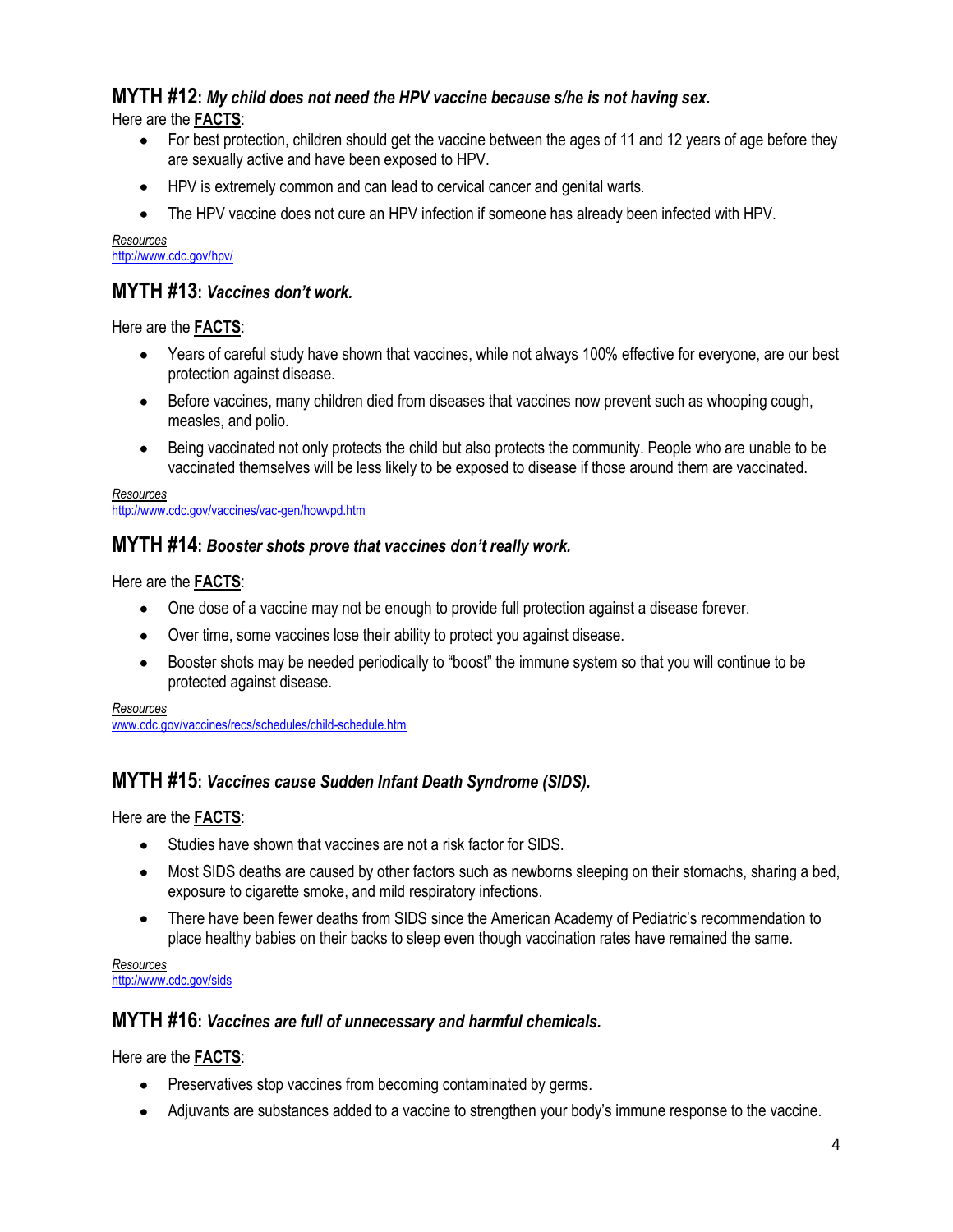## MYTH #12: *My child does not need the HPV vaccine because s/he is not having sex.*

Here are the **FACTS**:

- For best protection, children should get the vaccine between the ages of 11 and 12 years of age before they are sexually active and have been exposed to HPV.
- HPV is extremely common and can lead to cervical cancer and genital warts.
- The HPV vaccine does not cure an HPV infection if someone has already been infected with HPV.

*Resources*
http://www.cdc.gov/hpv/

## MYTH #13: *Vaccines don't work.*

Here are the **FACTS**:

- Years of careful study have shown that vaccines, while not always 100% effective for everyone, are our best protection against disease.
- Before vaccines, many children died from diseases that vaccines now prevent such as whooping cough, measles, and polio.
- Being vaccinated not only protects the child but also protects the community. People who are unable to be vaccinated themselves will be less likely to be exposed to disease if those around them are vaccinated.

*Resources*
http://www.cdc.gov/vaccines/vac-gen/howvpd.htm

## MYTH #14: *Booster shots prove that vaccines don't really work.*

Here are the **FACTS**:

- One dose of a vaccine may not be enough to provide full protection against a disease forever.
- Over time, some vaccines lose their ability to protect you against disease.
- Booster shots may be needed periodically to "boost" the immune system so that you will continue to be protected against disease.

*Resources*
www.cdc.gov/vaccines/recs/schedules/child-schedule.htm

## MYTH #15: *Vaccines cause Sudden Infant Death Syndrome (SIDS).*

Here are the **FACTS**:

- Studies have shown that vaccines are not a risk factor for SIDS.
- Most SIDS deaths are caused by other factors such as newborns sleeping on their stomachs, sharing a bed, exposure to cigarette smoke, and mild respiratory infections.
- There have been fewer deaths from SIDS since the American Academy of Pediatric's recommendation to place healthy babies on their backs to sleep even though vaccination rates have remained the same.

*Resources*
http://www.cdc.gov/sids

## MYTH #16: *Vaccines are full of unnecessary and harmful chemicals.*

Here are the **FACTS**:

- Preservatives stop vaccines from becoming contaminated by germs.
- Adjuvants are substances added to a vaccine to strengthen your body's immune response to the vaccine.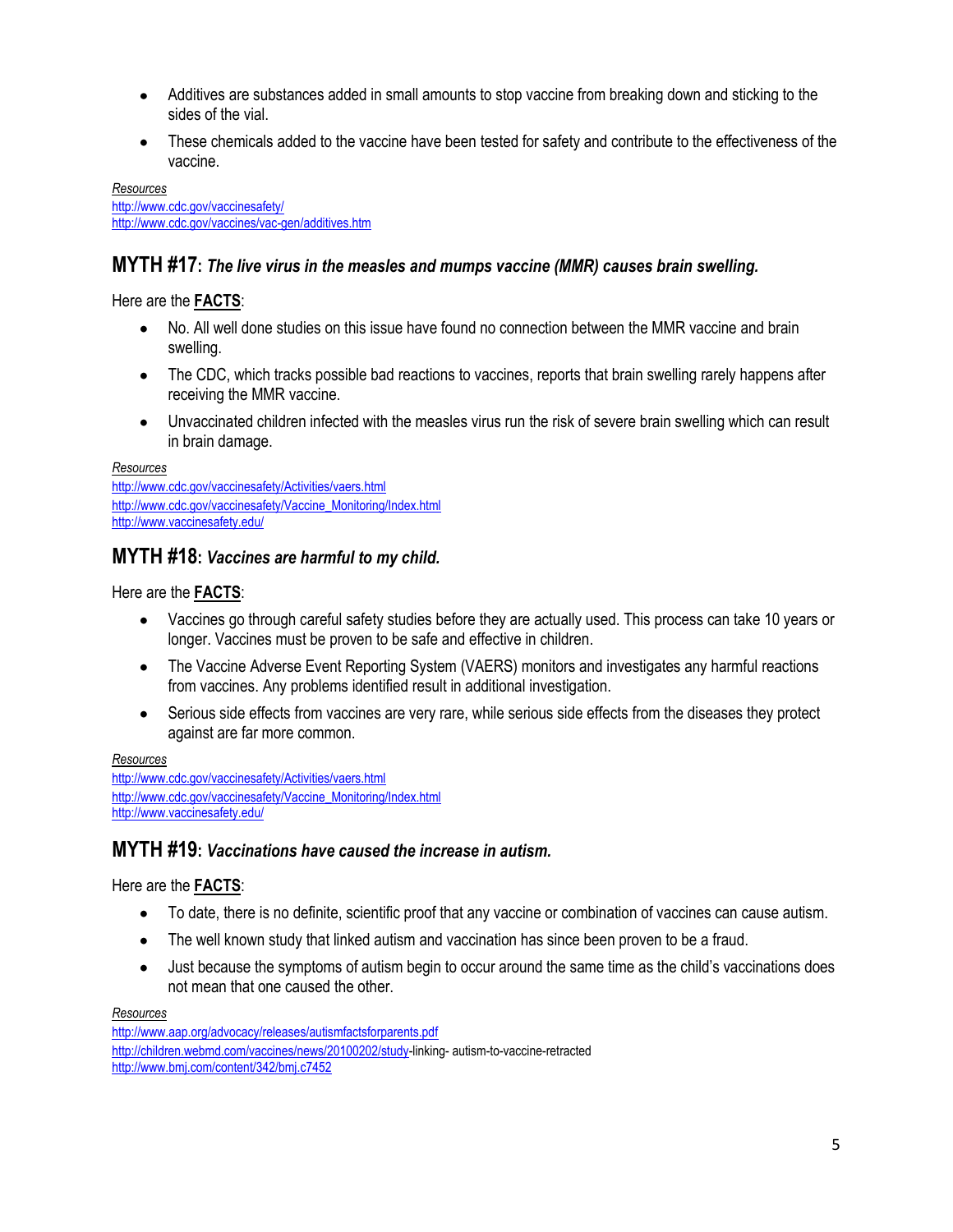- Additives are substances added in small amounts to stop vaccine from breaking down and sticking to the sides of the vial.
- These chemicals added to the vaccine have been tested for safety and contribute to the effectiveness of the vaccine.

*Resources*
http://www.cdc.gov/vaccinesafety/
http://www.cdc.gov/vaccines/vac-gen/additives.htm

## MYTH #17: *The live virus in the measles and mumps vaccine (MMR) causes brain swelling.*

Here are the **FACTS**:

- No. All well done studies on this issue have found no connection between the MMR vaccine and brain swelling.
- The CDC, which tracks possible bad reactions to vaccines, reports that brain swelling rarely happens after receiving the MMR vaccine.
- Unvaccinated children infected with the measles virus run the risk of severe brain swelling which can result in brain damage.

*Resources*
http://www.cdc.gov/vaccinesafety/Activities/vaers.html
http://www.cdc.gov/vaccinesafety/Vaccine_Monitoring/Index.html
http://www.vaccinesafety.edu/

## MYTH #18: *Vaccines are harmful to my child.*

Here are the **FACTS**:

- Vaccines go through careful safety studies before they are actually used. This process can take 10 years or longer. Vaccines must be proven to be safe and effective in children.
- The Vaccine Adverse Event Reporting System (VAERS) monitors and investigates any harmful reactions from vaccines. Any problems identified result in additional investigation.
- Serious side effects from vaccines are very rare, while serious side effects from the diseases they protect against are far more common.

*Resources*
http://www.cdc.gov/vaccinesafety/Activities/vaers.html
http://www.cdc.gov/vaccinesafety/Vaccine_Monitoring/Index.html
http://www.vaccinesafety.edu/

## MYTH #19: *Vaccinations have caused the increase in autism.*

Here are the **FACTS**:

- To date, there is no definite, scientific proof that any vaccine or combination of vaccines can cause autism.
- The well known study that linked autism and vaccination has since been proven to be a fraud.
- Just because the symptoms of autism begin to occur around the same time as the child's vaccinations does not mean that one caused the other.

*Resources*
http://www.aap.org/advocacy/releases/autismfactsforparents.pdf
http://children.webmd.com/vaccines/news/20100202/study-linking- autism-to-vaccine-retracted
http://www.bmj.com/content/342/bmj.c7452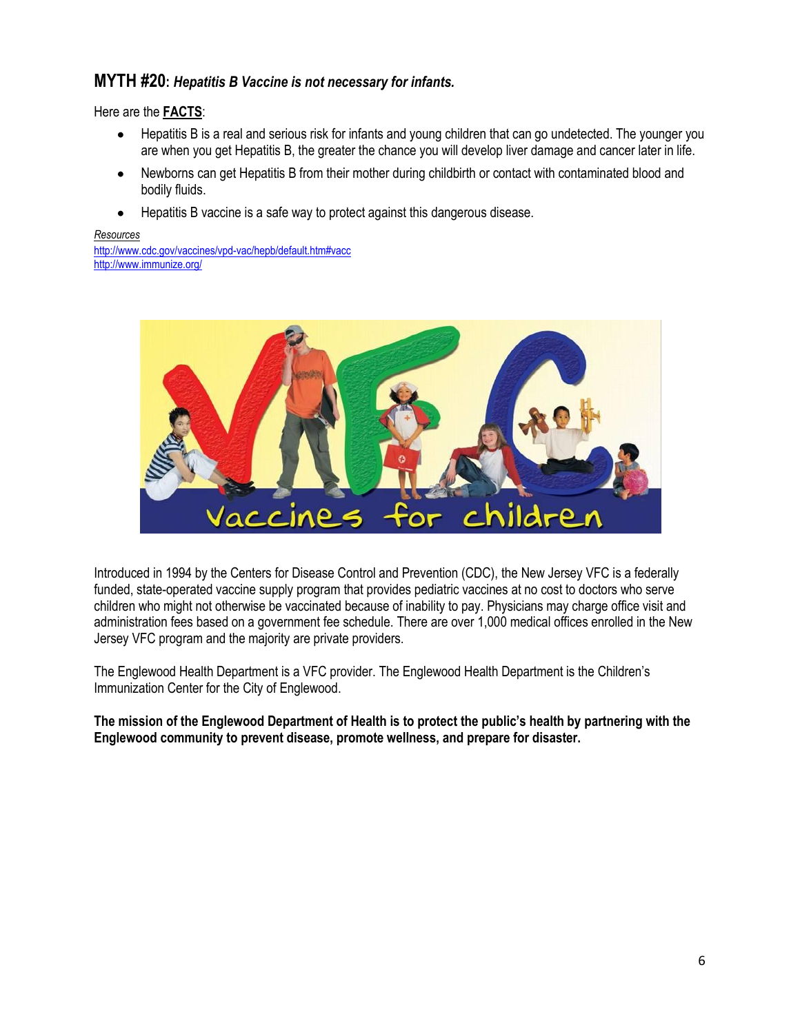## MYTH #20: *Hepatitis B Vaccine is not necessary for infants.*

Here are the **FACTS**:

- Hepatitis B is a real and serious risk for infants and young children that can go undetected. The younger you are when you get Hepatitis B, the greater the chance you will develop liver damage and cancer later in life.
- Newborns can get Hepatitis B from their mother during childbirth or contact with contaminated blood and bodily fluids.
- Hepatitis B vaccine is a safe way to protect against this dangerous disease.

*Resources*

http://www.cdc.gov/vaccines/vpd-vac/hepb/default.htm#vacc

http://www.immunize.org/

Introduced in 1994 by the Centers for Disease Control and Prevention (CDC), the New Jersey VFC is a federally funded, state-operated vaccine supply program that provides pediatric vaccines at no cost to doctors who serve children who might not otherwise be vaccinated because of inability to pay. Physicians may charge office visit and administration fees based on a government fee schedule. There are over 1,000 medical offices enrolled in the New Jersey VFC program and the majority are private providers.

The Englewood Health Department is a VFC provider. The Englewood Health Department is the Children's Immunization Center for the City of Englewood.

**The mission of the Englewood Department of Health is to protect the public's health by partnering with the Englewood community to prevent disease, promote wellness, and prepare for disaster.**